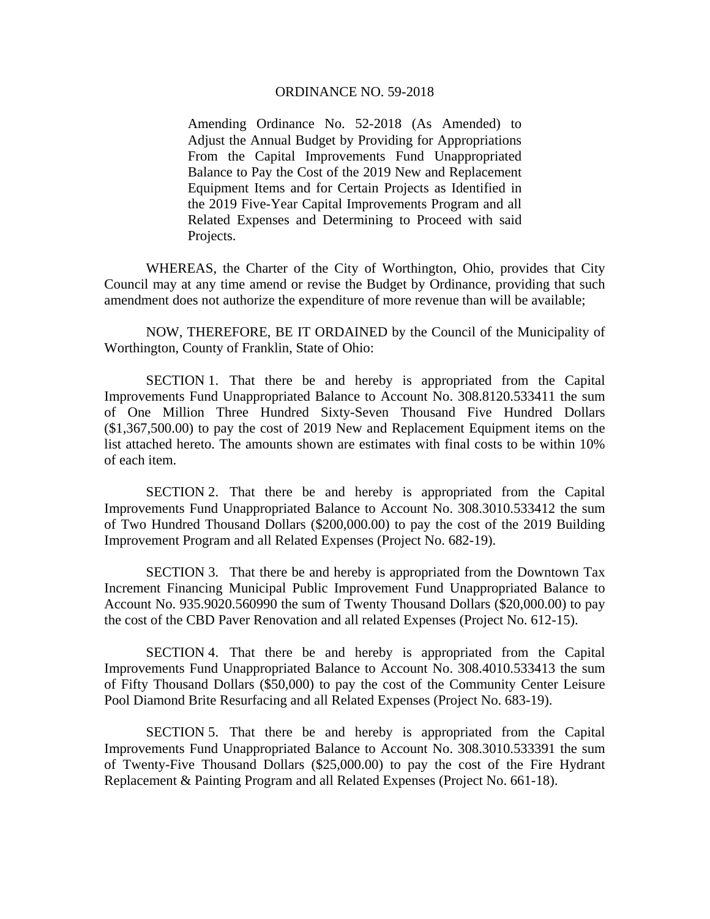# ORDINANCE NO. 59-2018

Amending Ordinance No. 52-2018 (As Amended) to Adjust the Annual Budget by Providing for Appropriations From the Capital Improvements Fund Unappropriated Balance to Pay the Cost of the 2019 New and Replacement Equipment Items and for Certain Projects as Identified in the 2019 Five-Year Capital Improvements Program and all Related Expenses and Determining to Proceed with said Projects.

WHEREAS, the Charter of the City of Worthington, Ohio, provides that City Council may at any time amend or revise the Budget by Ordinance, providing that such amendment does not authorize the expenditure of more revenue than will be available;

NOW, THEREFORE, BE IT ORDAINED by the Council of the Municipality of Worthington, County of Franklin, State of Ohio:

SECTION 1. That there be and hereby is appropriated from the Capital Improvements Fund Unappropriated Balance to Account No. 308.8120.533411 the sum of One Million Three Hundred Sixty-Seven Thousand Five Hundred Dollars ($1,367,500.00) to pay the cost of 2019 New and Replacement Equipment items on the list attached hereto. The amounts shown are estimates with final costs to be within 10% of each item.

SECTION 2. That there be and hereby is appropriated from the Capital Improvements Fund Unappropriated Balance to Account No. 308.3010.533412 the sum of Two Hundred Thousand Dollars ($200,000.00) to pay the cost of the 2019 Building Improvement Program and all Related Expenses (Project No. 682-19).

SECTION 3. That there be and hereby is appropriated from the Downtown Tax Increment Financing Municipal Public Improvement Fund Unappropriated Balance to Account No. 935.9020.560990 the sum of Twenty Thousand Dollars ($20,000.00) to pay the cost of the CBD Paver Renovation and all related Expenses (Project No. 612-15).

SECTION 4. That there be and hereby is appropriated from the Capital Improvements Fund Unappropriated Balance to Account No. 308.4010.533413 the sum of Fifty Thousand Dollars ($50,000) to pay the cost of the Community Center Leisure Pool Diamond Brite Resurfacing and all Related Expenses (Project No. 683-19).

SECTION 5. That there be and hereby is appropriated from the Capital Improvements Fund Unappropriated Balance to Account No. 308.3010.533391 the sum of Twenty-Five Thousand Dollars ($25,000.00) to pay the cost of the Fire Hydrant Replacement & Painting Program and all Related Expenses (Project No. 661-18).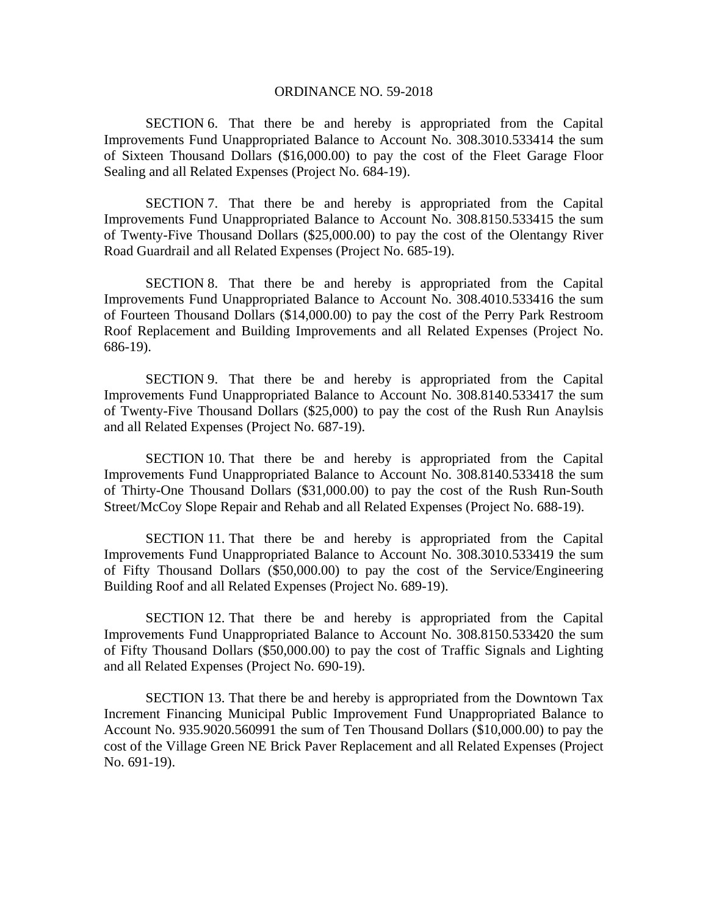ORDINANCE NO. 59-2018

SECTION 6. That there be and hereby is appropriated from the Capital Improvements Fund Unappropriated Balance to Account No. 308.3010.533414 the sum of Sixteen Thousand Dollars ($16,000.00) to pay the cost of the Fleet Garage Floor Sealing and all Related Expenses (Project No. 684-19).

SECTION 7. That there be and hereby is appropriated from the Capital Improvements Fund Unappropriated Balance to Account No. 308.8150.533415 the sum of Twenty-Five Thousand Dollars ($25,000.00) to pay the cost of the Olentangy River Road Guardrail and all Related Expenses (Project No. 685-19).

SECTION 8. That there be and hereby is appropriated from the Capital Improvements Fund Unappropriated Balance to Account No. 308.4010.533416 the sum of Fourteen Thousand Dollars ($14,000.00) to pay the cost of the Perry Park Restroom Roof Replacement and Building Improvements and all Related Expenses (Project No. 686-19).

SECTION 9. That there be and hereby is appropriated from the Capital Improvements Fund Unappropriated Balance to Account No. 308.8140.533417 the sum of Twenty-Five Thousand Dollars ($25,000) to pay the cost of the Rush Run Anaylsis and all Related Expenses (Project No. 687-19).

SECTION 10. That there be and hereby is appropriated from the Capital Improvements Fund Unappropriated Balance to Account No. 308.8140.533418 the sum of Thirty-One Thousand Dollars ($31,000.00) to pay the cost of the Rush Run-South Street/McCoy Slope Repair and Rehab and all Related Expenses (Project No. 688-19).

SECTION 11. That there be and hereby is appropriated from the Capital Improvements Fund Unappropriated Balance to Account No. 308.3010.533419 the sum of Fifty Thousand Dollars ($50,000.00) to pay the cost of the Service/Engineering Building Roof and all Related Expenses (Project No. 689-19).

SECTION 12. That there be and hereby is appropriated from the Capital Improvements Fund Unappropriated Balance to Account No. 308.8150.533420 the sum of Fifty Thousand Dollars ($50,000.00) to pay the cost of Traffic Signals and Lighting and all Related Expenses (Project No. 690-19).

SECTION 13. That there be and hereby is appropriated from the Downtown Tax Increment Financing Municipal Public Improvement Fund Unappropriated Balance to Account No. 935.9020.560991 the sum of Ten Thousand Dollars ($10,000.00) to pay the cost of the Village Green NE Brick Paver Replacement and all Related Expenses (Project No. 691-19).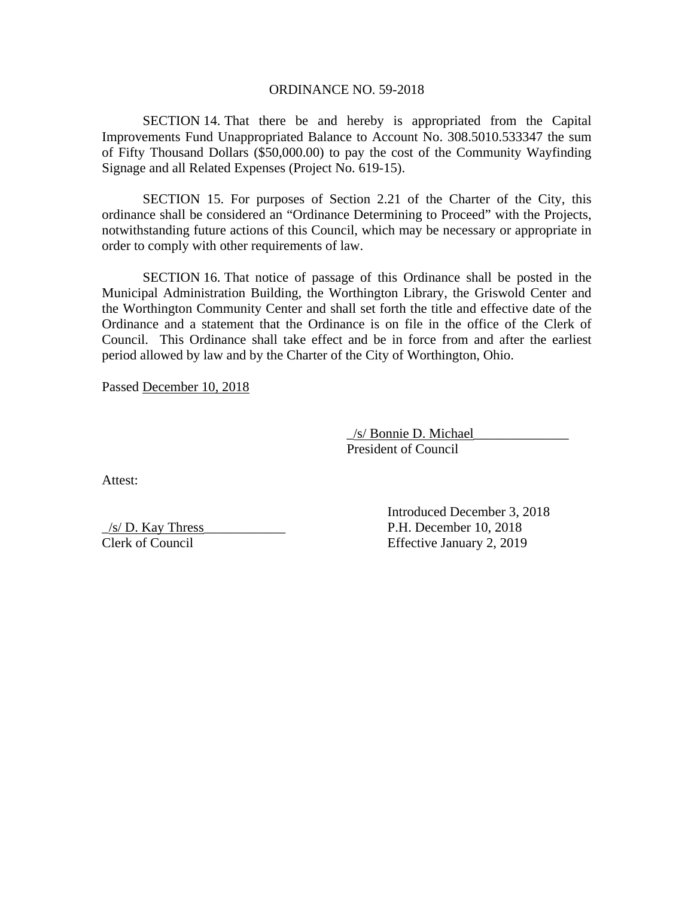ORDINANCE NO. 59-2018

SECTION 14. That there be and hereby is appropriated from the Capital Improvements Fund Unappropriated Balance to Account No. 308.5010.533347 the sum of Fifty Thousand Dollars ($50,000.00) to pay the cost of the Community Wayfinding Signage and all Related Expenses (Project No. 619-15).

SECTION 15. For purposes of Section 2.21 of the Charter of the City, this ordinance shall be considered an "Ordinance Determining to Proceed" with the Projects, notwithstanding future actions of this Council, which may be necessary or appropriate in order to comply with other requirements of law.

SECTION 16. That notice of passage of this Ordinance shall be posted in the Municipal Administration Building, the Worthington Library, the Griswold Center and the Worthington Community Center and shall set forth the title and effective date of the Ordinance and a statement that the Ordinance is on file in the office of the Clerk of Council. This Ordinance shall take effect and be in force from and after the earliest period allowed by law and by the Charter of the City of Worthington, Ohio.

Passed December 10, 2018

_/s/ Bonnie D. Michael______________
President of Council

Attest:

_/s/ D. Kay Thress____________
Clerk of Council

Introduced December 3, 2018
P.H. December 10, 2018
Effective January 2, 2019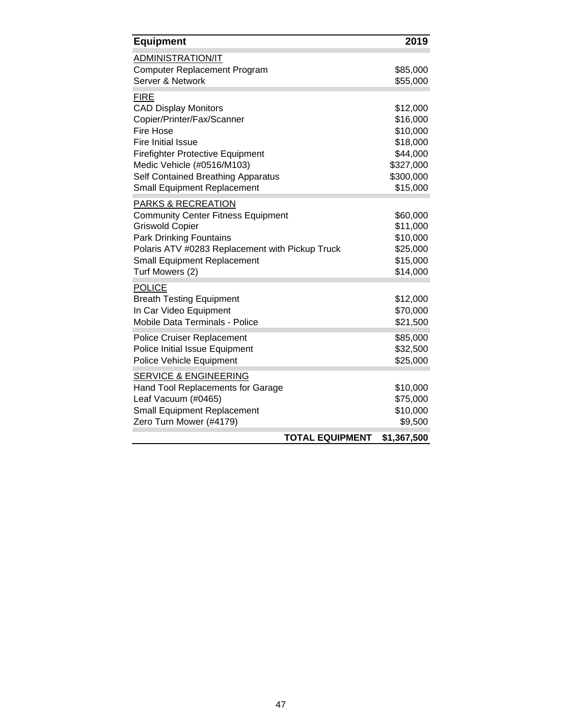| Equipment | 2019 |
|---|---|
| ADMINISTRATION/IT | |
| Computer Replacement Program | $85,000 |
| Server & Network | $55,000 |
| FIRE | |
| CAD Display Monitors | $12,000 |
| Copier/Printer/Fax/Scanner | $16,000 |
| Fire Hose | $10,000 |
| Fire Initial Issue | $18,000 |
| Firefighter Protective Equipment | $44,000 |
| Medic Vehicle (#0516/M103) | $327,000 |
| Self Contained Breathing Apparatus | $300,000 |
| Small Equipment Replacement | $15,000 |
| PARKS & RECREATION | |
| Community Center Fitness Equipment | $60,000 |
| Griswold Copier | $11,000 |
| Park Drinking Fountains | $10,000 |
| Polaris ATV #0283 Replacement with Pickup Truck | $25,000 |
| Small Equipment Replacement | $15,000 |
| Turf Mowers (2) | $14,000 |
| POLICE | |
| Breath Testing Equipment | $12,000 |
| In Car Video Equipment | $70,000 |
| Mobile Data Terminals - Police | $21,500 |
| Police Cruiser Replacement | $85,000 |
| Police Initial Issue Equipment | $32,500 |
| Police Vehicle Equipment | $25,000 |
| SERVICE & ENGINEERING | |
| Hand Tool Replacements for Garage | $10,000 |
| Leaf Vacuum (#0465) | $75,000 |
| Small Equipment Replacement | $10,000 |
| Zero Turn Mower (#4179) | $9,500 |
| **TOTAL EQUIPMENT** | **$1,367,500** |